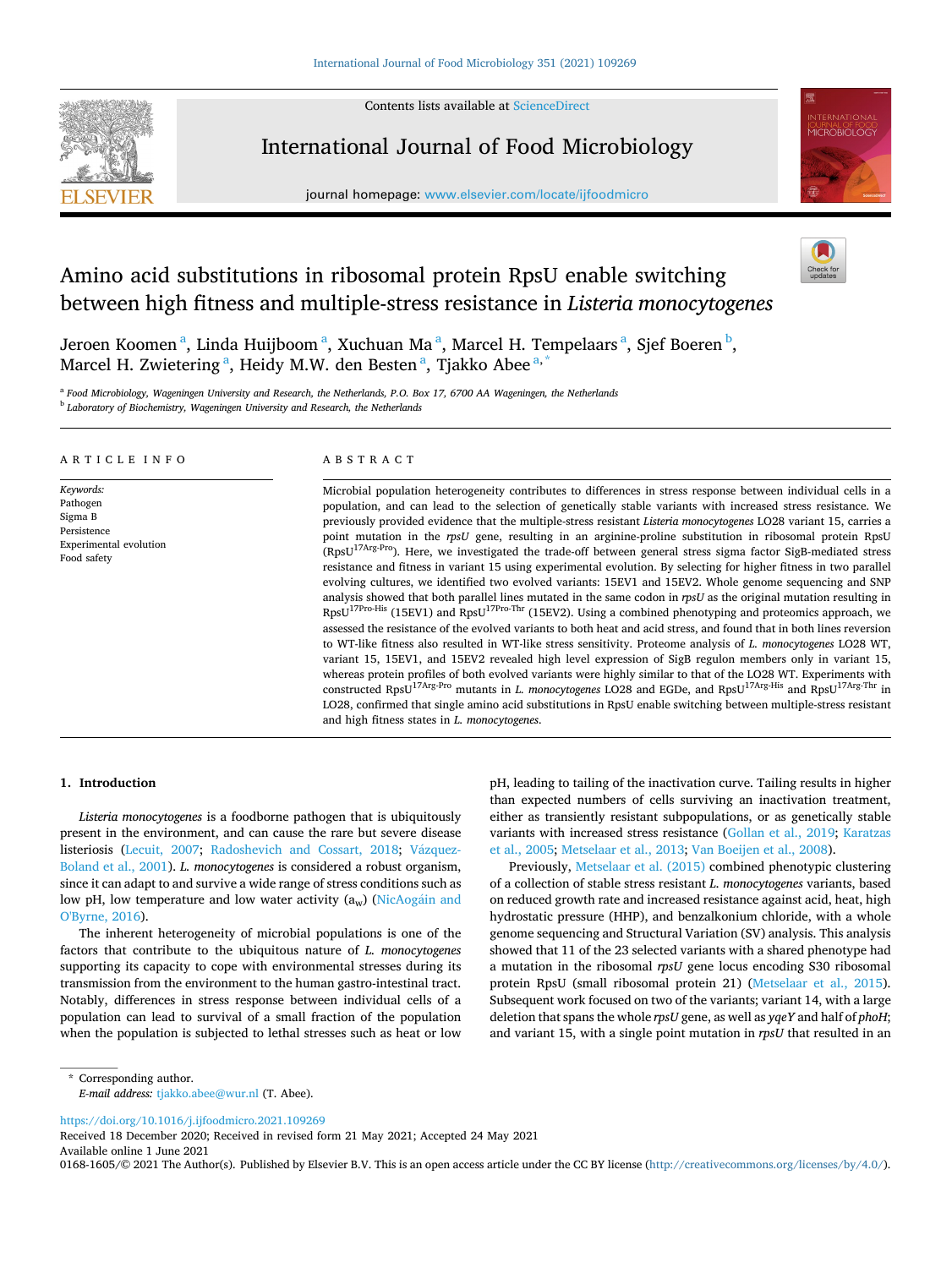Contents lists available at ScienceDirect

International Journal of Food Microbiology

journal homepage: www.elsevier.com/locate/ijfoodmicro

# Amino acid substitutions in ribosomal protein RpsU enable switching between high fitness and multiple-stress resistance in *Listeria monocytogenes*

Jeroen Koomen [a], Linda Huijboom [a], Xuchuan Ma [a], Marcel H. Tempelaars [a], Sjef Boeren [b], Marcel H. Zwietering [a], Heidy M.W. den Besten [a], Tjakko Abee [a,*]

[a] Food Microbiology, Wageningen University and Research, the Netherlands, P.O. Box 17, 6700 AA Wageningen, the Netherlands
[b] Laboratory of Biochemistry, Wageningen University and Research, the Netherlands

**ARTICLE INFO**

*Keywords:*
Pathogen
Sigma B
Persistence
Experimental evolution
Food safety

**ABSTRACT**

Microbial population heterogeneity contributes to differences in stress response between individual cells in a population, and can lead to the selection of genetically stable variants with increased stress resistance. We previously provided evidence that the multiple-stress resistant *Listeria monocytogenes* LO28 variant 15, carries a point mutation in the *rpsU* gene, resulting in an arginine-proline substitution in ribosomal protein RpsU (RpsU$^{17Arg\text{-}Pro}$). Here, we investigated the trade-off between general stress sigma factor SigB-mediated stress resistance and fitness in variant 15 using experimental evolution. By selecting for higher fitness in two parallel evolving cultures, we identified two evolved variants: 15EV1 and 15EV2. Whole genome sequencing and SNP analysis showed that both parallel lines mutated in the same codon in *rpsU* as the original mutation resulting in RpsU$^{17Pro\text{-}His}$ (15EV1) and RpsU$^{17Pro\text{-}Thr}$ (15EV2). Using a combined phenotyping and proteomics approach, we assessed the resistance of the evolved variants to both heat and acid stress, and found that in both lines reversion to WT-like fitness also resulted in WT-like stress sensitivity. Proteome analysis of *L. monocytogenes* LO28 WT, variant 15, 15EV1, and 15EV2 revealed high level expression of SigB regulon members only in variant 15, whereas protein profiles of both evolved variants were highly similar to that of the LO28 WT. Experiments with constructed RpsU$^{17Arg\text{-}Pro}$ mutants in *L. monocytogenes* LO28 and EGDe, and RpsU$^{17Arg\text{-}His}$ and RpsU$^{17Arg\text{-}Thr}$ in LO28, confirmed that single amino acid substitutions in RpsU enable switching between multiple-stress resistant and high fitness states in *L. monocytogenes*.

## 1. Introduction

*Listeria monocytogenes* is a foodborne pathogen that is ubiquitously present in the environment, and can cause the rare but severe disease listeriosis (Lecuit, 2007; Radoshevich and Cossart, 2018; Vázquez-Boland et al., 2001). *L. monocytogenes* is considered a robust organism, since it can adapt to and survive a wide range of stress conditions such as low pH, low temperature and low water activity ($a_w$) (NicAogáin and O'Byrne, 2016).

The inherent heterogeneity of microbial populations is one of the factors that contribute to the ubiquitous nature of *L. monocytogenes* supporting its capacity to cope with environmental stresses during its transmission from the environment to the human gastro-intestinal tract. Notably, differences in stress response between individual cells of a population can lead to survival of a small fraction of the population when the population is subjected to lethal stresses such as heat or low pH, leading to tailing of the inactivation curve. Tailing results in higher than expected numbers of cells surviving an inactivation treatment, either as transiently resistant subpopulations, or as genetically stable variants with increased stress resistance (Gollan et al., 2019; Karatzas et al., 2005; Metselaar et al., 2013; Van Boeijen et al., 2008).

Previously, Metselaar et al. (2015) combined phenotypic clustering of a collection of stable stress resistant *L. monocytogenes* variants, based on reduced growth rate and increased resistance against acid, heat, high hydrostatic pressure (HHP), and benzalkonium chloride, with a whole genome sequencing and Structural Variation (SV) analysis. This analysis showed that 11 of the 23 selected variants with a shared phenotype had a mutation in the ribosomal *rpsU* gene locus encoding S30 ribosomal protein RpsU (small ribosomal protein 21) (Metselaar et al., 2015). Subsequent work focused on two of the variants; variant 14, with a large deletion that spans the whole *rpsU* gene, as well as *yqeY* and half of *phoH*; and variant 15, with a single point mutation in *rpsU* that resulted in an

\* Corresponding author.
*E-mail address:* tjakko.abee@wur.nl (T. Abee).

https://doi.org/10.1016/j.ijfoodmicro.2021.109269
Received 18 December 2020; Received in revised form 21 May 2021; Accepted 24 May 2021
Available online 1 June 2021
0168-1605/© 2021 The Author(s). Published by Elsevier B.V. This is an open access article under the CC BY license (http://creativecommons.org/licenses/by/4.0/).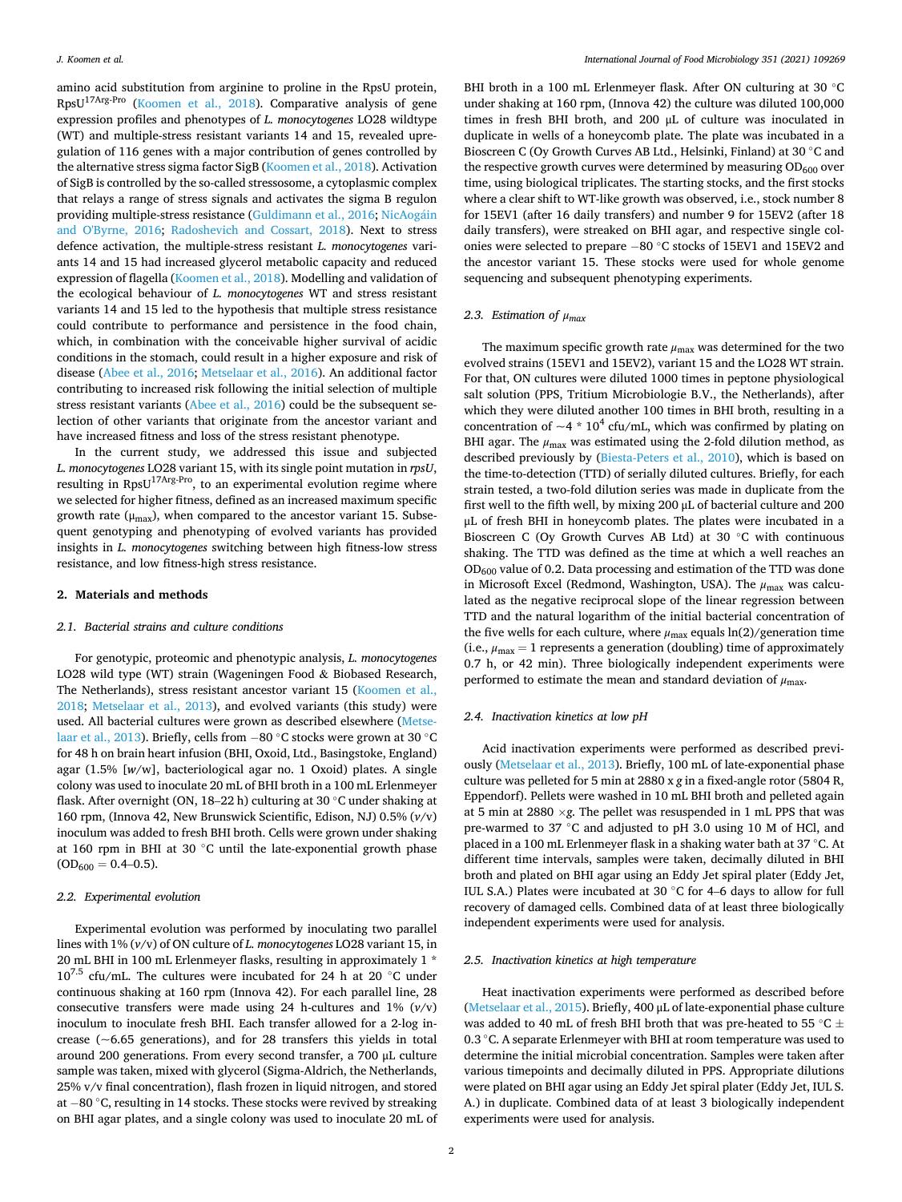amino acid substitution from arginine to proline in the RpsU protein, RpsU$^{17Arg\text{-}Pro}$ (Koomen et al., 2018). Comparative analysis of gene expression profiles and phenotypes of *L. monocytogenes* LO28 wildtype (WT) and multiple-stress resistant variants 14 and 15, revealed upregulation of 116 genes with a major contribution of genes controlled by the alternative stress sigma factor SigB (Koomen et al., 2018). Activation of SigB is controlled by the so-called stressosome, a cytoplasmic complex that relays a range of stress signals and activates the sigma B regulon providing multiple-stress resistance (Guldimann et al., 2016; NicAogáin and O'Byrne, 2016; Radoshevich and Cossart, 2018). Next to stress defence activation, the multiple-stress resistant *L. monocytogenes* variants 14 and 15 had increased glycerol metabolic capacity and reduced expression of flagella (Koomen et al., 2018). Modelling and validation of the ecological behaviour of *L. monocytogenes* WT and stress resistant variants 14 and 15 led to the hypothesis that multiple stress resistance could contribute to performance and persistence in the food chain, which, in combination with the conceivable higher survival of acidic conditions in the stomach, could result in a higher exposure and risk of disease (Abee et al., 2016; Metselaar et al., 2016). An additional factor contributing to increased risk following the initial selection of multiple stress resistant variants (Abee et al., 2016) could be the subsequent selection of other variants that originate from the ancestor variant and have increased fitness and loss of the stress resistant phenotype.

In the current study, we addressed this issue and subjected *L. monocytogenes* LO28 variant 15, with its single point mutation in *rpsU*, resulting in RpsU$^{17Arg\text{-}Pro}$, to an experimental evolution regime where we selected for higher fitness, defined as an increased maximum specific growth rate ($\mu_{max}$), when compared to the ancestor variant 15. Subsequent genotyping and phenotyping of evolved variants has provided insights in *L. monocytogenes* switching between high fitness-low stress resistance, and low fitness-high stress resistance.

## 2. Materials and methods

### 2.1. Bacterial strains and culture conditions

For genotypic, proteomic and phenotypic analysis, *L. monocytogenes* LO28 wild type (WT) strain (Wageningen Food & Biobased Research, The Netherlands), stress resistant ancestor variant 15 (Koomen et al., 2018; Metselaar et al., 2013), and evolved variants (this study) were used. All bacterial cultures were grown as described elsewhere (Metselaar et al., 2013). Briefly, cells from −80 °C stocks were grown at 30 °C for 48 h on brain heart infusion (BHI, Oxoid, Ltd., Basingstoke, England) agar (1.5% [*w*/w], bacteriological agar no. 1 Oxoid) plates. A single colony was used to inoculate 20 mL of BHI broth in a 100 mL Erlenmeyer flask. After overnight (ON, 18–22 h) culturing at 30 °C under shaking at 160 rpm, (Innova 42, New Brunswick Scientific, Edison, NJ) 0.5% (*v*/v) inoculum was added to fresh BHI broth. Cells were grown under shaking at 160 rpm in BHI at 30 °C until the late-exponential growth phase ($OD_{600}$ = 0.4–0.5).

### 2.2. Experimental evolution

Experimental evolution was performed by inoculating two parallel lines with 1% (*v*/v) of ON culture of *L. monocytogenes* LO28 variant 15, in 20 mL BHI in 100 mL Erlenmeyer flasks, resulting in approximately 1 * $10^{7.5}$ cfu/mL. The cultures were incubated for 24 h at 20 °C under continuous shaking at 160 rpm (Innova 42). For each parallel line, 28 consecutive transfers were made using 24 h-cultures and 1% (*v*/v) inoculum to inoculate fresh BHI. Each transfer allowed for a 2-log increase (~6.65 generations), and for 28 transfers this yields in total around 200 generations. From every second transfer, a 700 μL culture sample was taken, mixed with glycerol (Sigma-Aldrich, the Netherlands, 25% v/v final concentration), flash frozen in liquid nitrogen, and stored at −80 °C, resulting in 14 stocks. These stocks were revived by streaking on BHI agar plates, and a single colony was used to inoculate 20 mL of BHI broth in a 100 mL Erlenmeyer flask. After ON culturing at 30 °C under shaking at 160 rpm, (Innova 42) the culture was diluted 100,000 times in fresh BHI broth, and 200 μL of culture was inoculated in duplicate in wells of a honeycomb plate. The plate was incubated in a Bioscreen C (Oy Growth Curves AB Ltd., Helsinki, Finland) at 30 °C and the respective growth curves were determined by measuring $OD_{600}$ over time, using biological triplicates. The starting stocks, and the first stocks where a clear shift to WT-like growth was observed, i.e., stock number 8 for 15EV1 (after 16 daily transfers) and number 9 for 15EV2 (after 18 daily transfers), were streaked on BHI agar, and respective single colonies were selected to prepare −80 °C stocks of 15EV1 and 15EV2 and the ancestor variant 15. These stocks were used for whole genome sequencing and subsequent phenotyping experiments.

### 2.3. Estimation of $\mu_{max}$

The maximum specific growth rate $\mu_{max}$ was determined for the two evolved strains (15EV1 and 15EV2), variant 15 and the LO28 WT strain. For that, ON cultures were diluted 1000 times in peptone physiological salt solution (PPS, Tritium Microbiologie B.V., the Netherlands), after which they were diluted another 100 times in BHI broth, resulting in a concentration of ~4 * $10^4$ cfu/mL, which was confirmed by plating on BHI agar. The $\mu_{max}$ was estimated using the 2-fold dilution method, as described previously by (Biesta-Peters et al., 2010), which is based on the time-to-detection (TTD) of serially diluted cultures. Briefly, for each strain tested, a two-fold dilution series was made in duplicate from the first well to the fifth well, by mixing 200 μL of bacterial culture and 200 μL of fresh BHI in honeycomb plates. The plates were incubated in a Bioscreen C (Oy Growth Curves AB Ltd) at 30 °C with continuous shaking. The TTD was defined as the time at which a well reaches an $OD_{600}$ value of 0.2. Data processing and estimation of the TTD was done in Microsoft Excel (Redmond, Washington, USA). The $\mu_{max}$ was calculated as the negative reciprocal slope of the linear regression between TTD and the natural logarithm of the initial bacterial concentration of the five wells for each culture, where $\mu_{max}$ equals ln(2)/generation time (i.e., $\mu_{max} = 1$ represents a generation (doubling) time of approximately 0.7 h, or 42 min). Three biologically independent experiments were performed to estimate the mean and standard deviation of $\mu_{max}$.

### 2.4. Inactivation kinetics at low pH

Acid inactivation experiments were performed as described previously (Metselaar et al., 2013). Briefly, 100 mL of late-exponential phase culture was pelleted for 5 min at 2880 x *g* in a fixed-angle rotor (5804 R, Eppendorf). Pellets were washed in 10 mL BHI broth and pelleted again at 5 min at 2880 ×*g*. The pellet was resuspended in 1 mL PPS that was pre-warmed to 37 °C and adjusted to pH 3.0 using 10 M of HCl, and placed in a 100 mL Erlenmeyer flask in a shaking water bath at 37 °C. At different time intervals, samples were taken, decimally diluted in BHI broth and plated on BHI agar using an Eddy Jet spiral plater (Eddy Jet, IUL S.A.) Plates were incubated at 30 °C for 4–6 days to allow for full recovery of damaged cells. Combined data of at least three biologically independent experiments were used for analysis.

### 2.5. Inactivation kinetics at high temperature

Heat inactivation experiments were performed as described before (Metselaar et al., 2015). Briefly, 400 μL of late-exponential phase culture was added to 40 mL of fresh BHI broth that was pre-heated to 55 °C ± 0.3 °C. A separate Erlenmeyer with BHI at room temperature was used to determine the initial microbial concentration. Samples were taken after various timepoints and decimally diluted in PPS. Appropriate dilutions were plated on BHI agar using an Eddy Jet spiral plater (Eddy Jet, IUL S. A.) in duplicate. Combined data of at least 3 biologically independent experiments were used for analysis.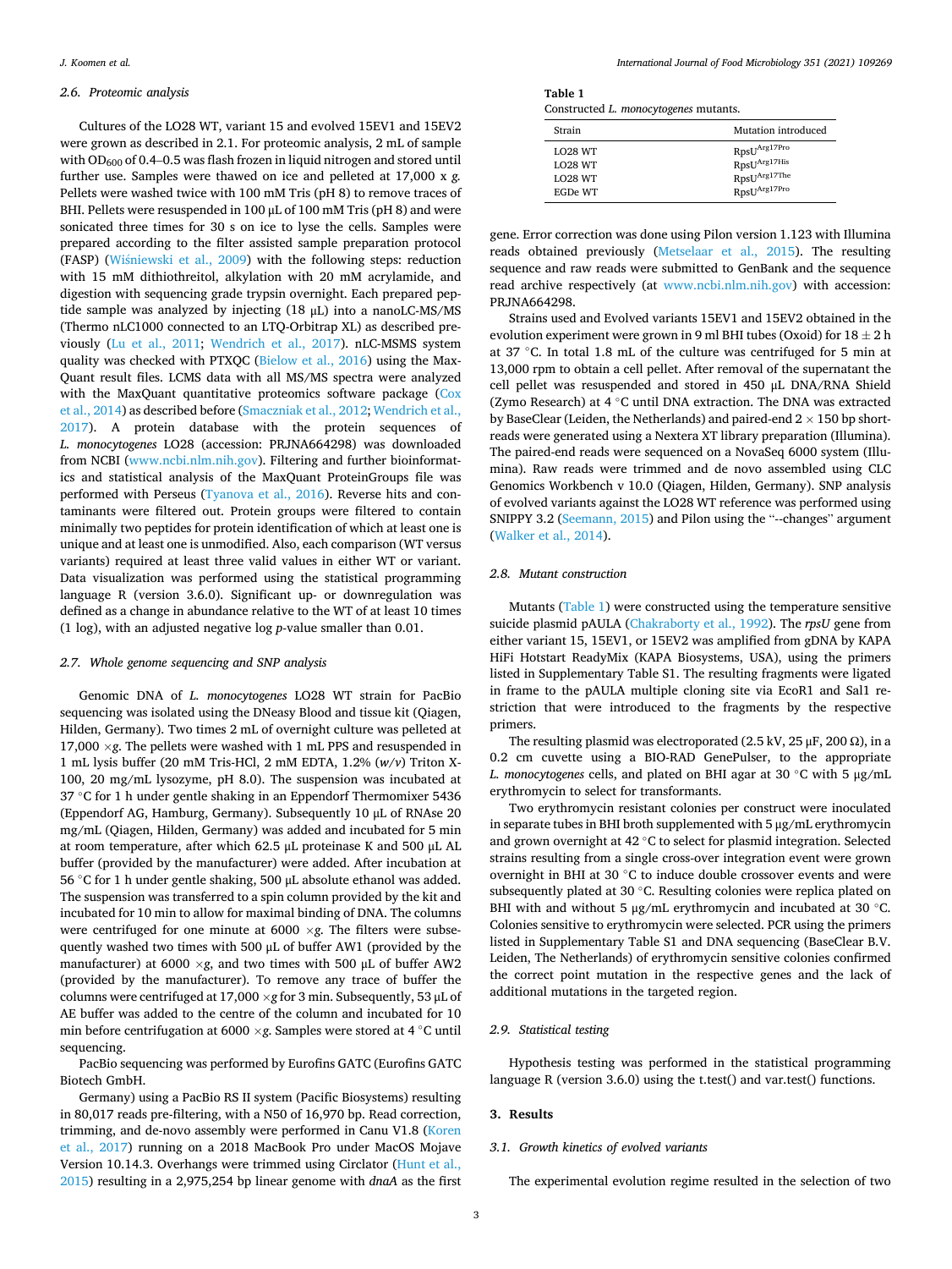### 2.6. Proteomic analysis

Cultures of the LO28 WT, variant 15 and evolved 15EV1 and 15EV2 were grown as described in 2.1. For proteomic analysis, 2 mL of sample with $OD_{600}$ of 0.4–0.5 was flash frozen in liquid nitrogen and stored until further use. Samples were thawed on ice and pelleted at 17,000 x *g*. Pellets were washed twice with 100 mM Tris (pH 8) to remove traces of BHI. Pellets were resuspended in 100 μL of 100 mM Tris (pH 8) and were sonicated three times for 30 s on ice to lyse the cells. Samples were prepared according to the filter assisted sample preparation protocol (FASP) (Wiśniewski et al., 2009) with the following steps: reduction with 15 mM dithiothreitol, alkylation with 20 mM acrylamide, and digestion with sequencing grade trypsin overnight. Each prepared peptide sample was analyzed by injecting (18 μL) into a nanoLC-MS/MS (Thermo nLC1000 connected to an LTQ-Orbitrap XL) as described previously (Lu et al., 2011; Wendrich et al., 2017). nLC-MSMS system quality was checked with PTXQC (Bielow et al., 2016) using the MaxQuant result files. LCMS data with all MS/MS spectra were analyzed with the MaxQuant quantitative proteomics software package (Cox et al., 2014) as described before (Smaczniak et al., 2012; Wendrich et al., 2017). A protein database with the protein sequences of *L. monocytogenes* LO28 (accession: PRJNA664298) was downloaded from NCBI (www.ncbi.nlm.nih.gov). Filtering and further bioinformatics and statistical analysis of the MaxQuant ProteinGroups file was performed with Perseus (Tyanova et al., 2016). Reverse hits and contaminants were filtered out. Protein groups were filtered to contain minimally two peptides for protein identification of which at least one is unique and at least one is unmodified. Also, each comparison (WT versus variants) required at least three valid values in either WT or variant. Data visualization was performed using the statistical programming language R (version 3.6.0). Significant up- or downregulation was defined as a change in abundance relative to the WT of at least 10 times (1 log), with an adjusted negative log *p*-value smaller than 0.01.

### 2.7. Whole genome sequencing and SNP analysis

Genomic DNA of *L. monocytogenes* LO28 WT strain for PacBio sequencing was isolated using the DNeasy Blood and tissue kit (Qiagen, Hilden, Germany). Two times 2 mL of overnight culture was pelleted at 17,000 ×*g*. The pellets were washed with 1 mL PPS and resuspended in 1 mL lysis buffer (20 mM Tris-HCl, 2 mM EDTA, 1.2% (*w/v*) Triton X-100, 20 mg/mL lysozyme, pH 8.0). The suspension was incubated at 37 °C for 1 h under gentle shaking in an Eppendorf Thermomixer 5436 (Eppendorf AG, Hamburg, Germany). Subsequently 10 μL of RNAse 20 mg/mL (Qiagen, Hilden, Germany) was added and incubated for 5 min at room temperature, after which 62.5 μL proteinase K and 500 μL AL buffer (provided by the manufacturer) were added. After incubation at 56 °C for 1 h under gentle shaking, 500 μL absolute ethanol was added. The suspension was transferred to a spin column provided by the kit and incubated for 10 min to allow for maximal binding of DNA. The columns were centrifuged for one minute at 6000 ×*g*. The filters were subsequently washed two times with 500 μL of buffer AW1 (provided by the manufacturer) at 6000 ×*g*, and two times with 500 μL of buffer AW2 (provided by the manufacturer). To remove any trace of buffer the columns were centrifuged at 17,000 ×*g* for 3 min. Subsequently, 53 μL of AE buffer was added to the centre of the column and incubated for 10 min before centrifugation at 6000 ×*g*. Samples were stored at 4 °C until sequencing.

PacBio sequencing was performed by Eurofins GATC (Eurofins GATC Biotech GmbH.

Germany) using a PacBio RS II system (Pacific Biosystems) resulting in 80,017 reads pre-filtering, with a N50 of 16,970 bp. Read correction, trimming, and de-novo assembly were performed in Canu V1.8 (Koren et al., 2017) running on a 2018 MacBook Pro under MacOS Mojave Version 10.14.3. Overhangs were trimmed using Circlator (Hunt et al., 2015) resulting in a 2,975,254 bp linear genome with *dnaA* as the first gene. Error correction was done using Pilon version 1.123 with Illumina reads obtained previously (Metselaar et al., 2015). The resulting sequence and raw reads were submitted to GenBank and the sequence read archive respectively (at www.ncbi.nlm.nih.gov) with accession: PRJNA664298.

Strains used and Evolved variants 15EV1 and 15EV2 obtained in the evolution experiment were grown in 9 ml BHI tubes (Oxoid) for 18 ± 2 h at 37 °C. In total 1.8 mL of the culture was centrifuged for 5 min at 13,000 rpm to obtain a cell pellet. After removal of the supernatant the cell pellet was resuspended in 450 μL DNA/RNA Shield (Zymo Research) at 4 °C until DNA extraction. The DNA was extracted by BaseClear (Leiden, the Netherlands) and paired-end 2 × 150 bp short-reads were generated using a Nextera XT library preparation (Illumina). The paired-end reads were sequenced on a NovaSeq 6000 system (Illumina). Raw reads were trimmed and de novo assembled using CLC Genomics Workbench v 10.0 (Qiagen, Hilden, Germany). SNP analysis of evolved variants against the LO28 WT reference was performed using SNIPPY 3.2 (Seemann, 2015) and Pilon using the "--changes" argument (Walker et al., 2014).

**Table 1**
Constructed *L. monocytogenes* mutants.

| Strain | Mutation introduced |
|---|---|
| LO28 WT | $RpsU^{Arg17Pro}$ |
| LO28 WT | $RpsU^{Arg17His}$ |
| LO28 WT | $RpsU^{Arg17The}$ |
| EGDe WT | $RpsU^{Arg17Pro}$ |

### 2.8. Mutant construction

Mutants (Table 1) were constructed using the temperature sensitive suicide plasmid pAULA (Chakraborty et al., 1992). The *rpsU* gene from either variant 15, 15EV1, or 15EV2 was amplified from gDNA by KAPA HiFi Hotstart ReadyMix (KAPA Biosystems, USA), using the primers listed in Supplementary Table S1. The resulting fragments were ligated in frame to the pAULA multiple cloning site via EcoR1 and Sal1 restriction that were introduced to the fragments by the respective primers.

The resulting plasmid was electroporated (2.5 kV, 25 μF, 200 Ω), in a 0.2 cm cuvette using a BIO-RAD GenePulser, to the appropriate *L. monocytogenes* cells, and plated on BHI agar at 30 °C with 5 μg/mL erythromycin to select for transformants.

Two erythromycin resistant colonies per construct were inoculated in separate tubes in BHI broth supplemented with 5 μg/mL erythromycin and grown overnight at 42 °C to select for plasmid integration. Selected strains resulting from a single cross-over integration event were grown overnight in BHI at 30 °C to induce double crossover events and were subsequently plated at 30 °C. Resulting colonies were replica plated on BHI with and without 5 μg/mL erythromycin and incubated at 30 °C. Colonies sensitive to erythromycin were selected. PCR using the primers listed in Supplementary Table S1 and DNA sequencing (BaseClear B.V. Leiden, The Netherlands) of erythromycin sensitive colonies confirmed the correct point mutation in the respective genes and the lack of additional mutations in the targeted region.

### 2.9. Statistical testing

Hypothesis testing was performed in the statistical programming language R (version 3.6.0) using the t.test() and var.test() functions.

## 3. Results

### 3.1. Growth kinetics of evolved variants

The experimental evolution regime resulted in the selection of two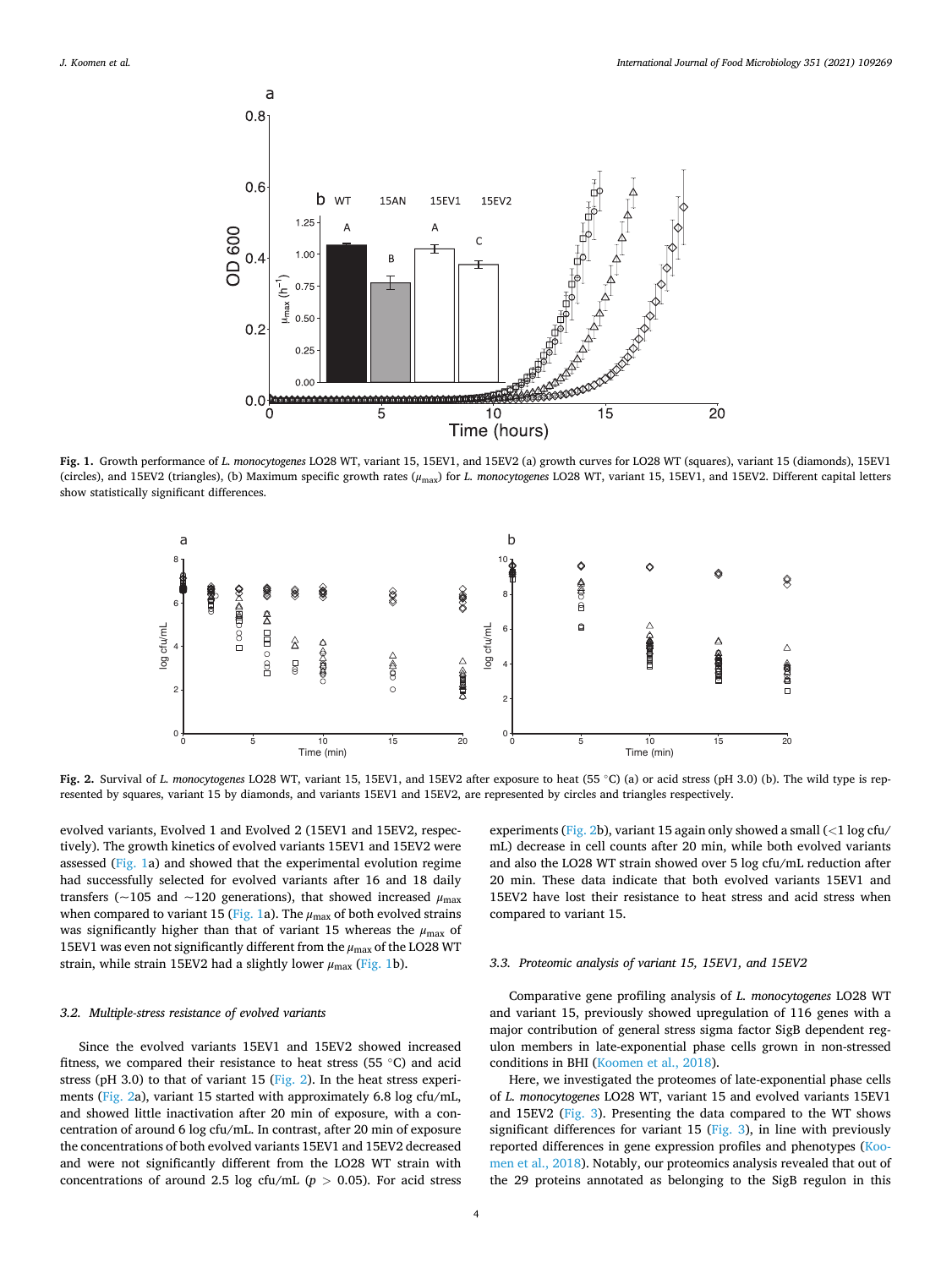**Fig. 1.** Growth performance of *L. monocytogenes* LO28 WT, variant 15, 15EV1, and 15EV2 (a) growth curves for LO28 WT (squares), variant 15 (diamonds), 15EV1 (circles), and 15EV2 (triangles), (b) Maximum specific growth rates ($\mu_{max}$) for *L. monocytogenes* LO28 WT, variant 15, 15EV1, and 15EV2. Different capital letters show statistically significant differences.

**Fig. 2.** Survival of *L. monocytogenes* LO28 WT, variant 15, 15EV1, and 15EV2 after exposure to heat (55 °C) (a) or acid stress (pH 3.0) (b). The wild type is represented by squares, variant 15 by diamonds, and variants 15EV1 and 15EV2, are represented by circles and triangles respectively.

evolved variants, Evolved 1 and Evolved 2 (15EV1 and 15EV2, respectively). The growth kinetics of evolved variants 15EV1 and 15EV2 were assessed (Fig. 1a) and showed that the experimental evolution regime had successfully selected for evolved variants after 16 and 18 daily transfers (~105 and ~120 generations), that showed increased $\mu_{max}$ when compared to variant 15 (Fig. 1a). The $\mu_{max}$ of both evolved strains was significantly higher than that of variant 15 whereas the $\mu_{max}$ of 15EV1 was even not significantly different from the $\mu_{max}$ of the LO28 WT strain, while strain 15EV2 had a slightly lower $\mu_{max}$ (Fig. 1b).

### 3.2. Multiple-stress resistance of evolved variants

Since the evolved variants 15EV1 and 15EV2 showed increased fitness, we compared their resistance to heat stress (55 °C) and acid stress (pH 3.0) to that of variant 15 (Fig. 2). In the heat stress experiments (Fig. 2a), variant 15 started with approximately 6.8 log cfu/mL, and showed little inactivation after 20 min of exposure, with a concentration of around 6 log cfu/mL. In contrast, after 20 min of exposure the concentrations of both evolved variants 15EV1 and 15EV2 decreased and were not significantly different from the LO28 WT strain with concentrations of around 2.5 log cfu/mL ($p > 0.05$). For acid stress experiments (Fig. 2b), variant 15 again only showed a small (<1 log cfu/mL) decrease in cell counts after 20 min, while both evolved variants and also the LO28 WT strain showed over 5 log cfu/mL reduction after 20 min. These data indicate that both evolved variants 15EV1 and 15EV2 have lost their resistance to heat stress and acid stress when compared to variant 15.

### 3.3. Proteomic analysis of variant 15, 15EV1, and 15EV2

Comparative gene profiling analysis of *L. monocytogenes* LO28 WT and variant 15, previously showed upregulation of 116 genes with a major contribution of general stress sigma factor SigB dependent regulon members in late-exponential phase cells grown in non-stressed conditions in BHI (Koomen et al., 2018).

Here, we investigated the proteomes of late-exponential phase cells of *L. monocytogenes* LO28 WT, variant 15 and evolved variants 15EV1 and 15EV2 (Fig. 3). Presenting the data compared to the WT shows significant differences for variant 15 (Fig. 3), in line with previously reported differences in gene expression profiles and phenotypes (Koomen et al., 2018). Notably, our proteomics analysis revealed that out of the 29 proteins annotated as belonging to the SigB regulon in this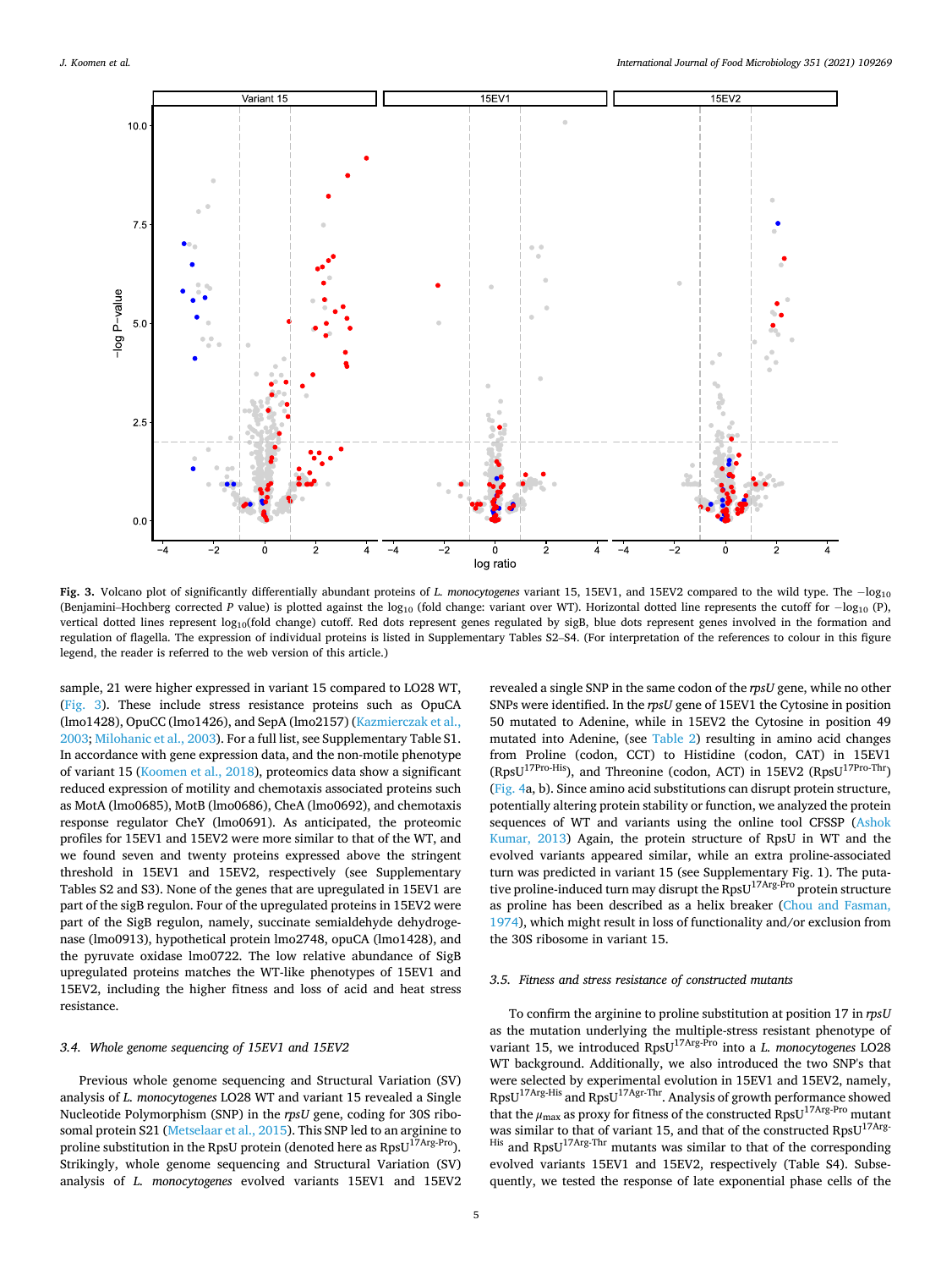**Fig. 3.** Volcano plot of significantly differentially abundant proteins of *L. monocytogenes* variant 15, 15EV1, and 15EV2 compared to the wild type. The $-\log_{10}$ (Benjamini–Hochberg corrected *P* value) is plotted against the $\log_{10}$ (fold change: variant over WT). Horizontal dotted line represents the cutoff for $-\log_{10}$ (P), vertical dotted lines represent $\log_{10}$(fold change) cutoff. Red dots represent genes regulated by sigB, blue dots represent genes involved in the formation and regulation of flagella. The expression of individual proteins is listed in Supplementary Tables S2–S4. (For interpretation of the references to colour in this figure legend, the reader is referred to the web version of this article.)

sample, 21 were higher expressed in variant 15 compared to LO28 WT, (Fig. 3). These include stress resistance proteins such as OpuCA (lmo1428), OpuCC (lmo1426), and SepA (lmo2157) (Kazmierczak et al., 2003; Milohanic et al., 2003). For a full list, see Supplementary Table S1. In accordance with gene expression data, and the non-motile phenotype of variant 15 (Koomen et al., 2018), proteomics data show a significant reduced expression of motility and chemotaxis associated proteins such as MotA (lmo0685), MotB (lmo0686), CheA (lmo0692), and chemotaxis response regulator CheY (lmo0691). As anticipated, the proteomic profiles for 15EV1 and 15EV2 were more similar to that of the WT, and we found seven and twenty proteins expressed above the stringent threshold in 15EV1 and 15EV2, respectively (see Supplementary Tables S2 and S3). None of the genes that are upregulated in 15EV1 are part of the sigB regulon. Four of the upregulated proteins in 15EV2 were part of the SigB regulon, namely, succinate semialdehyde dehydrogenase (lmo0913), hypothetical protein lmo2748, opuCA (lmo1428), and the pyruvate oxidase lmo0722. The low relative abundance of SigB upregulated proteins matches the WT-like phenotypes of 15EV1 and 15EV2, including the higher fitness and loss of acid and heat stress resistance.

### 3.4. Whole genome sequencing of 15EV1 and 15EV2

Previous whole genome sequencing and Structural Variation (SV) analysis of *L. monocytogenes* LO28 WT and variant 15 revealed a Single Nucleotide Polymorphism (SNP) in the *rpsU* gene, coding for 30S ribosomal protein S21 (Metselaar et al., 2015). This SNP led to an arginine to proline substitution in the RpsU protein (denoted here as $\text{RpsU}^{17\text{Arg-Pro}}$). Strikingly, whole genome sequencing and Structural Variation (SV) analysis of *L. monocytogenes* evolved variants 15EV1 and 15EV2 revealed a single SNP in the same codon of the *rpsU* gene, while no other SNPs were identified. In the *rpsU* gene of 15EV1 the Cytosine in position 50 mutated to Adenine, while in 15EV2 the Cytosine in position 49 mutated into Adenine, (see Table 2) resulting in amino acid changes from Proline (codon, CCT) to Histidine (codon, CAT) in 15EV1 ($\text{RpsU}^{17\text{Pro-His}}$), and Threonine (codon, ACT) in 15EV2 ($\text{RpsU}^{17\text{Pro-Thr}}$) (Fig. 4a, b). Since amino acid substitutions can disrupt protein structure, potentially altering protein stability or function, we analyzed the protein sequences of WT and variants using the online tool CFSSP (Ashok Kumar, 2013) Again, the protein structure of RpsU in WT and the evolved variants appeared similar, while an extra proline-associated turn was predicted in variant 15 (see Supplementary Fig. 1). The putative proline-induced turn may disrupt the $\text{RpsU}^{17\text{Arg-Pro}}$ protein structure as proline has been described as a helix breaker (Chou and Fasman, 1974), which might result in loss of functionality and/or exclusion from the 30S ribosome in variant 15.

### 3.5. Fitness and stress resistance of constructed mutants

To confirm the arginine to proline substitution at position 17 in *rpsU* as the mutation underlying the multiple-stress resistant phenotype of variant 15, we introduced $\text{RpsU}^{17\text{Arg-Pro}}$ into a *L. monocytogenes* LO28 WT background. Additionally, we also introduced the two SNP's that were selected by experimental evolution in 15EV1 and 15EV2, namely, $\text{RpsU}^{17\text{Arg-His}}$ and $\text{RpsU}^{17\text{Agr-Thr}}$. Analysis of growth performance showed that the $\mu_{max}$ as proxy for fitness of the constructed $\text{RpsU}^{17\text{Arg-Pro}}$ mutant was similar to that of variant 15, and that of the constructed $\text{RpsU}^{17\text{Arg-His}}$ and $\text{RpsU}^{17\text{Arg-Thr}}$ mutants was similar to that of the corresponding evolved variants 15EV1 and 15EV2, respectively (Table S4). Subsequently, we tested the response of late exponential phase cells of the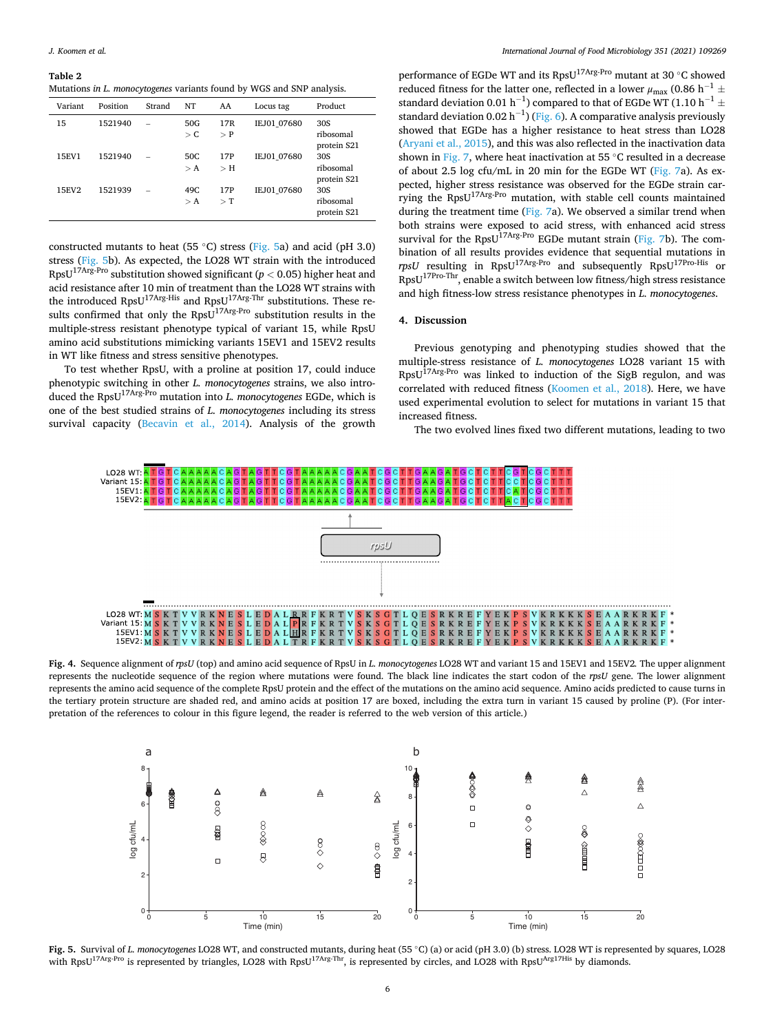**Table 2**
Mutations in *L. monocytogenes* variants found by WGS and SNP analysis.

| Variant | Position | Strand | NT | AA | Locus tag | Product |
|---|---|---|---|---|---|---|
| 15 | 1521940 | – | 50G > C | 17R > P | IEJ01_07680 | 30S ribosomal protein S21 |
| 15EV1 | 1521940 | – | 50C > A | 17P > H | IEJ01_07680 | 30S ribosomal protein S21 |
| 15EV2 | 1521939 | – | 49C > A | 17P > T | IEJ01_07680 | 30S ribosomal protein S21 |

constructed mutants to heat (55 °C) stress (Fig. 5a) and acid (pH 3.0) stress (Fig. 5b). As expected, the LO28 WT strain with the introduced RpsU$^{17Arg\text{-}Pro}$ substitution showed significant ($p < 0.05$) higher heat and acid resistance after 10 min of treatment than the LO28 WT strains with the introduced RpsU$^{17Arg\text{-}His}$ and RpsU$^{17Arg\text{-}Thr}$ substitutions. These results confirmed that only the RpsU$^{17Arg\text{-}Pro}$ substitution results in the multiple-stress resistant phenotype typical of variant 15, while RpsU amino acid substitutions mimicking variants 15EV1 and 15EV2 results in WT like fitness and stress sensitive phenotypes.

To test whether RpsU, with a proline at position 17, could induce phenotypic switching in other *L. monocytogenes* strains, we also introduced the RpsU$^{17Arg\text{-}Pro}$ mutation into *L. monocytogenes* EGDe, which is one of the best studied strains of *L. monocytogenes* including its stress survival capacity (Becavin et al., 2014). Analysis of the growth performance of EGDe WT and its RpsU$^{17Arg\text{-}Pro}$ mutant at 30 °C showed reduced fitness for the latter one, reflected in a lower $\mu_{max}$ (0.86 $h^{-1}$ ± standard deviation 0.01 $h^{-1}$) compared to that of EGDe WT (1.10 $h^{-1}$ ± standard deviation 0.02 $h^{-1}$) (Fig. 6). A comparative analysis previously showed that EGDe has a higher resistance to heat stress than LO28 (Aryani et al., 2015), and this was also reflected in the inactivation data shown in Fig. 7, where heat inactivation at 55 °C resulted in a decrease of about 2.5 log cfu/mL in 20 min for the EGDe WT (Fig. 7a). As expected, higher stress resistance was observed for the EGDe strain carrying the RpsU$^{17Arg\text{-}Pro}$ mutation, with stable cell counts maintained during the treatment time (Fig. 7a). We observed a similar trend when both strains were exposed to acid stress, with enhanced acid stress survival for the RpsU$^{17Arg\text{-}Pro}$ EGDe mutant strain (Fig. 7b). The combination of all results provides evidence that sequential mutations in *rpsU* resulting in RpsU$^{17Arg\text{-}Pro}$ and subsequently RpsU$^{17Pro\text{-}His}$ or RpsU$^{17Pro\text{-}Thr}$, enable a switch between low fitness/high stress resistance and high fitness-low stress resistance phenotypes in *L. monocytogenes*.

## 4. Discussion

Previous genotyping and phenotyping studies showed that the multiple-stress resistance of *L. monocytogenes* LO28 variant 15 with RpsU$^{17Arg\text{-}Pro}$ was linked to induction of the SigB regulon, and was correlated with reduced fitness (Koomen et al., 2018). Here, we have used experimental evolution to select for mutations in variant 15 that increased fitness.

The two evolved lines fixed two different mutations, leading to two

**Fig. 4.** Sequence alignment of *rpsU* (top) and amino acid sequence of RpsU in *L. monocytogenes* LO28 WT and variant 15 and 15EV1 and 15EV2. The upper alignment represents the nucleotide sequence of the region where mutations were found. The black line indicates the start codon of the *rpsU* gene. The lower alignment represents the amino acid sequence of the complete RpsU protein and the effect of the mutations on the amino acid sequence. Amino acids predicted to cause turns in the tertiary protein structure are shaded red, and amino acids at position 17 are boxed, including the extra turn in variant 15 caused by proline (P). (For interpretation of the references to colour in this figure legend, the reader is referred to the web version of this article.)

**Fig. 5.** Survival of *L. monocytogenes* LO28 WT, and constructed mutants, during heat (55 °C) (a) or acid (pH 3.0) (b) stress. LO28 WT is represented by squares, LO28 with RpsU$^{17Arg\text{-}Pro}$ is represented by triangles, LO28 with RpsU$^{17Arg\text{-}Thr}$, is represented by circles, and LO28 with RpsU$^{Arg17His}$ by diamonds.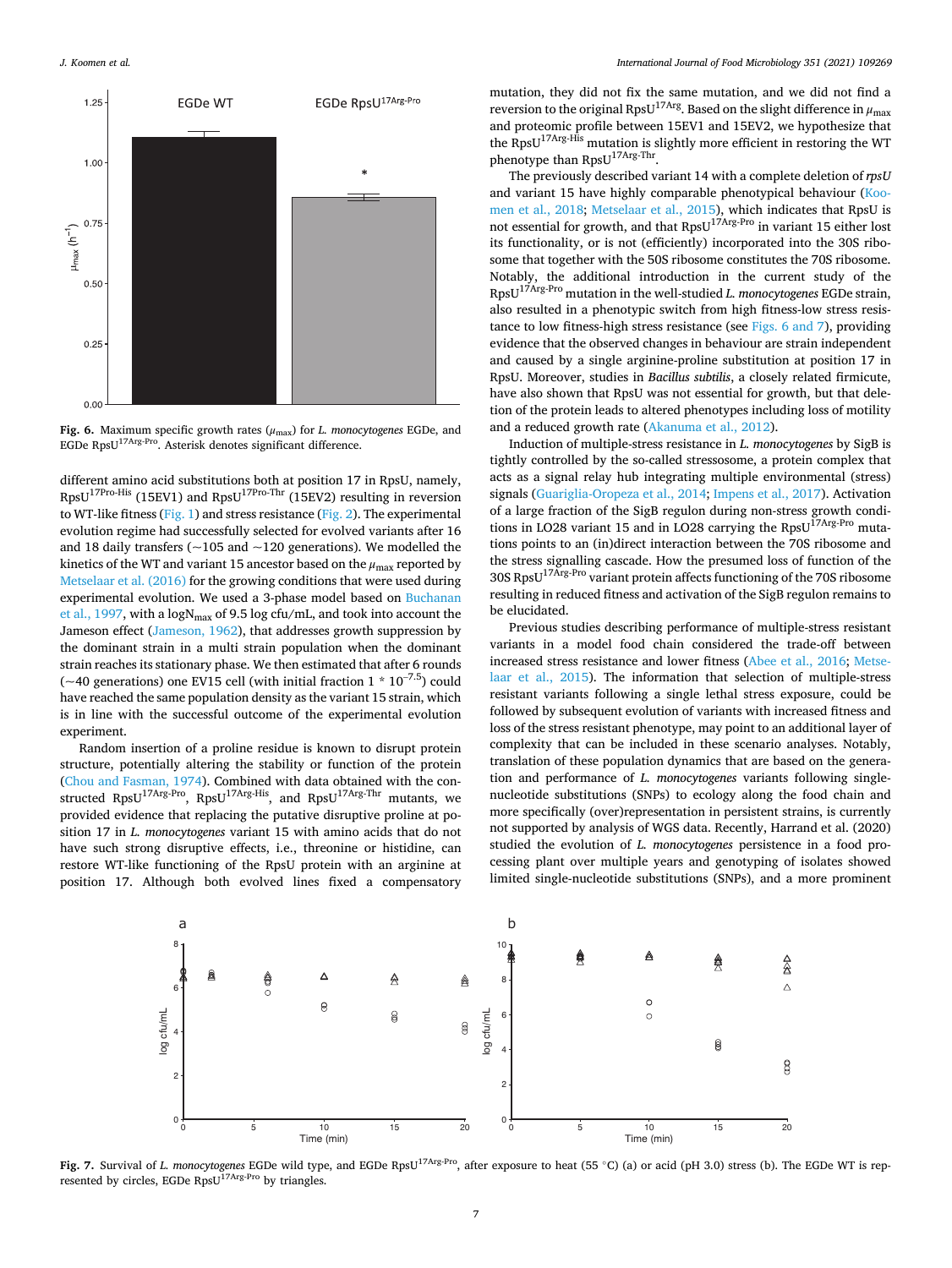Fig. 6. Maximum specific growth rates ($\mu_{max}$) for *L. monocytogenes* EGDe, and EGDe RpsU$^{17Arg\text{-}Pro}$. Asterisk denotes significant difference.

different amino acid substitutions both at position 17 in RpsU, namely, RpsU$^{17Pro\text{-}His}$ (15EV1) and RpsU$^{17Pro\text{-}Thr}$ (15EV2) resulting in reversion to WT-like fitness (Fig. 1) and stress resistance (Fig. 2). The experimental evolution regime had successfully selected for evolved variants after 16 and 18 daily transfers (~105 and ~120 generations). We modelled the kinetics of the WT and variant 15 ancestor based on the $\mu_{max}$ reported by Metselaar et al. (2016) for the growing conditions that were used during experimental evolution. We used a 3-phase model based on Buchanan et al., 1997, with a log$N_{max}$ of 9.5 log cfu/mL, and took into account the Jameson effect (Jameson, 1962), that addresses growth suppression by the dominant strain in a multi strain population when the dominant strain reaches its stationary phase. We then estimated that after 6 rounds (~40 generations) one EV15 cell (with initial fraction 1 * $10^{-7.5}$) could have reached the same population density as the variant 15 strain, which is in line with the successful outcome of the experimental evolution experiment.

Random insertion of a proline residue is known to disrupt protein structure, potentially altering the stability or function of the protein (Chou and Fasman, 1974). Combined with data obtained with the constructed RpsU$^{17Arg\text{-}Pro}$, RpsU$^{17Arg\text{-}His}$, and RpsU$^{17Arg\text{-}Thr}$ mutants, we provided evidence that replacing the putative disruptive proline at position 17 in *L. monocytogenes* variant 15 with amino acids that do not have such strong disruptive effects, i.e., threonine or histidine, can restore WT-like functioning of the RpsU protein with an arginine at position 17. Although both evolved lines fixed a compensatory mutation, they did not fix the same mutation, and we did not find a reversion to the original RpsU$^{17Arg}$. Based on the slight difference in $\mu_{max}$ and proteomic profile between 15EV1 and 15EV2, we hypothesize that the RpsU$^{17Arg\text{-}His}$ mutation is slightly more efficient in restoring the WT phenotype than RpsU$^{17Arg\text{-}Thr}$.

The previously described variant 14 with a complete deletion of *rpsU* and variant 15 have highly comparable phenotypical behaviour (Koomen et al., 2018; Metselaar et al., 2015), which indicates that RpsU is not essential for growth, and that RpsU$^{17Arg\text{-}Pro}$ in variant 15 either lost its functionality, or is not (efficiently) incorporated into the 30S ribosome that together with the 50S ribosome constitutes the 70S ribosome. Notably, the additional introduction in the current study of the RpsU$^{17Arg\text{-}Pro}$ mutation in the well-studied *L. monocytogenes* EGDe strain, also resulted in a phenotypic switch from high fitness-low stress resistance to low fitness-high stress resistance (see Figs. 6 and 7), providing evidence that the observed changes in behaviour are strain independent and caused by a single arginine-proline substitution at position 17 in RpsU. Moreover, studies in *Bacillus subtilis*, a closely related firmicute, have also shown that RpsU was not essential for growth, but that deletion of the protein leads to altered phenotypes including loss of motility and a reduced growth rate (Akanuma et al., 2012).

Induction of multiple-stress resistance in *L. monocytogenes* by SigB is tightly controlled by the so-called stressosome, a protein complex that acts as a signal relay hub integrating multiple environmental (stress) signals (Guariglia-Oropeza et al., 2014; Impens et al., 2017). Activation of a large fraction of the SigB regulon during non-stress growth conditions in LO28 variant 15 and in LO28 carrying the RpsU$^{17Arg\text{-}Pro}$ mutations points to an (in)direct interaction between the 70S ribosome and the stress signalling cascade. How the presumed loss of function of the 30S RpsU$^{17Arg\text{-}Pro}$ variant protein affects functioning of the 70S ribosome resulting in reduced fitness and activation of the SigB regulon remains to be elucidated.

Previous studies describing performance of multiple-stress resistant variants in a model food chain considered the trade-off between increased stress resistance and lower fitness (Abee et al., 2016; Metselaar et al., 2015). The information that selection of multiple-stress resistant variants following a single lethal stress exposure, could be followed by subsequent evolution of variants with increased fitness and loss of the stress resistant phenotype, may point to an additional layer of complexity that can be included in these scenario analyses. Notably, translation of these population dynamics that are based on the generation and performance of *L. monocytogenes* variants following single-nucleotide substitutions (SNPs) to ecology along the food chain and more specifically (over)representation in persistent strains, is currently not supported by analysis of WGS data. Recently, Harrand et al. (2020) studied the evolution of *L. monocytogenes* persistence in a food processing plant over multiple years and genotyping of isolates showed limited single-nucleotide substitutions (SNPs), and a more prominent

Fig. 7. Survival of *L. monocytogenes* EGDe wild type, and EGDe RpsU$^{17Arg\text{-}Pro}$, after exposure to heat (55 °C) (a) or acid (pH 3.0) stress (b). The EGDe WT is represented by circles, EGDe RpsU$^{17Arg\text{-}Pro}$ by triangles.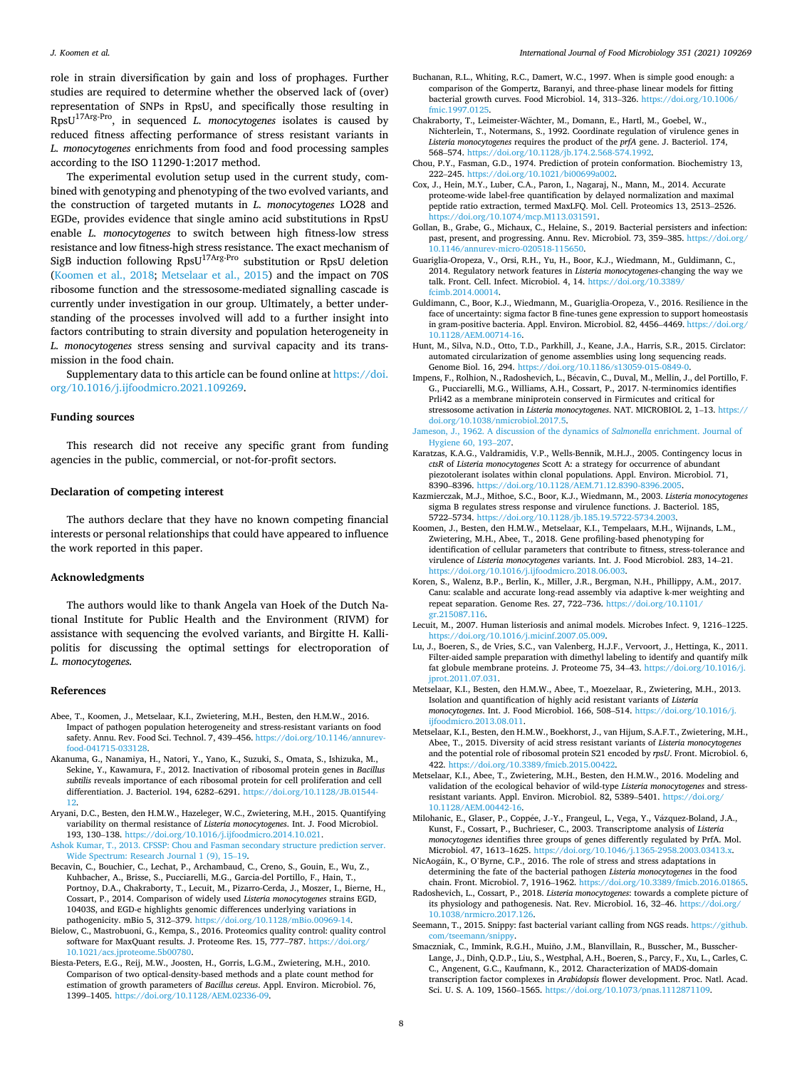role in strain diversification by gain and loss of prophages. Further studies are required to determine whether the observed lack of (over) representation of SNPs in RpsU, and specifically those resulting in RpsU$^{17Arg\text{-}Pro}$, in sequenced *L. monocytogenes* isolates is caused by reduced fitness affecting performance of stress resistant variants in *L. monocytogenes* enrichments from food and food processing samples according to the ISO 11290-1:2017 method.

The experimental evolution setup used in the current study, combined with genotyping and phenotyping of the two evolved variants, and the construction of targeted mutants in *L. monocytogenes* LO28 and EGDe, provides evidence that single amino acid substitutions in RpsU enable *L. monocytogenes* to switch between high fitness-low stress resistance and low fitness-high stress resistance. The exact mechanism of SigB induction following RpsU$^{17Arg\text{-}Pro}$ substitution or RpsU deletion (Koomen et al., 2018; Metselaar et al., 2015) and the impact on 70S ribosome function and the stressosome-mediated signalling cascade is currently under investigation in our group. Ultimately, a better understanding of the processes involved will add to a further insight into factors contributing to strain diversity and population heterogeneity in *L. monocytogenes* stress sensing and survival capacity and its transmission in the food chain.

Supplementary data to this article can be found online at https://doi.org/10.1016/j.ijfoodmicro.2021.109269.

## Funding sources

This research did not receive any specific grant from funding agencies in the public, commercial, or not-for-profit sectors.

## Declaration of competing interest

The authors declare that they have no known competing financial interests or personal relationships that could have appeared to influence the work reported in this paper.

## Acknowledgments

The authors would like to thank Angela van Hoek of the Dutch National Institute for Public Health and the Environment (RIVM) for assistance with sequencing the evolved variants, and Birgitte H. Kallipolitis for discussing the optimal settings for electroporation of *L. monocytogenes*.

## References

Abee, T., Koomen, J., Metselaar, K.I., Zwietering, M.H., Besten, den H.M.W., 2016. Impact of pathogen population heterogeneity and stress-resistant variants on food safety. Annu. Rev. Food Sci. Technol. 7, 439–456. https://doi.org/10.1146/annurev-food-041715-033128.

Akanuma, G., Nanamiya, H., Natori, Y., Yano, K., Suzuki, S., Omata, S., Ishizuka, M., Sekine, Y., Kawamura, F., 2012. Inactivation of ribosomal protein genes in *Bacillus subtilis* reveals importance of each ribosomal protein for cell proliferation and cell differentiation. J. Bacteriol. 194, 6282–6291. https://doi.org/10.1128/JB.01544-12.

Aryani, D.C., Besten, den H.M.W., Hazeleger, W.C., Zwietering, M.H., 2015. Quantifying variability on thermal resistance of *Listeria monocytogenes*. Int. J. Food Microbiol. 193, 130–138. https://doi.org/10.1016/j.ijfoodmicro.2014.10.021.

Ashok Kumar, T., 2013. CFSSP: Chou and Fasman secondary structure prediction server. Wide Spectrum: Research Journal 1 (9), 15–19.

Becavin, C., Bouchier, C., Lechat, P., Archambaud, C., Creno, S., Gouin, E., Wu, Z., Kuhbacher, A., Brisse, S., Pucciarelli, M.G., Garcia-del Portillo, F., Hain, T., Portnoy, D.A., Chakraborty, T., Lecuit, M., Pizarro-Cerda, J., Moszer, I., Bierne, H., Cossart, P., 2014. Comparison of widely used *Listeria monocytogenes* strains EGD, 10403S, and EGD-e highlights genomic differences underlying variations in pathogenicity. mBio 5, 312–379. https://doi.org/10.1128/mBio.00969-14.

Bielow, C., Mastrobuoni, G., Kempa, S., 2016. Proteomics quality control: quality control software for MaxQuant results. J. Proteome Res. 15, 777–787. https://doi.org/10.1021/acs.jproteome.5b00780.

Biesta-Peters, E.G., Reij, M.W., Joosten, H., Gorris, L.G.M., Zwietering, M.H., 2010. Comparison of two optical-density-based methods and a plate count method for estimation of growth parameters of *Bacillus cereus*. Appl. Environ. Microbiol. 76, 1399–1405. https://doi.org/10.1128/AEM.02336-09.

Buchanan, R.L., Whiting, R.C., Damert, W.C., 1997. When is simple good enough: a comparison of the Gompertz, Baranyi, and three-phase linear models for fitting bacterial growth curves. Food Microbiol. 14, 313–326. https://doi.org/10.1006/fmic.1997.0125.

Chakraborty, T., Leimeister-Wächter, M., Domann, E., Hartl, M., Goebel, W., Nichterlein, T., Notermans, S., 1992. Coordinate regulation of virulence genes in *Listeria monocytogenes* requires the product of the *prfA* gene. J. Bacteriol. 174, 568–574. https://doi.org/10.1128/jb.174.2.568-574.1992.

Chou, P.Y., Fasman, G.D., 1974. Prediction of protein conformation. Biochemistry 13, 222–245. https://doi.org/10.1021/bi00699a002.

Cox, J., Hein, M.Y., Luber, C.A., Paron, I., Nagaraj, N., Mann, M., 2014. Accurate proteome-wide label-free quantification by delayed normalization and maximal peptide ratio extraction, termed MaxLFQ. Mol. Cell. Proteomics 13, 2513–2526. https://doi.org/10.1074/mcp.M113.031591.

Gollan, B., Grabe, G., Michaux, C., Helaine, S., 2019. Bacterial persisters and infection: past, present, and progressing. Annu. Rev. Microbiol. 73, 359–385. https://doi.org/10.1146/annurev-micro-020518-115650.

Guariglia-Oropeza, V., Orsi, R.H., Yu, H., Boor, K.J., Wiedmann, M., Guldimann, C., 2014. Regulatory network features in *Listeria monocytogenes*-changing the way we talk. Front. Cell. Infect. Microbiol. 4, 14. https://doi.org/10.3389/fcimb.2014.00014.

Guldimann, C., Boor, K.J., Wiedmann, M., Guariglia-Oropeza, V., 2016. Resilience in the face of uncertainty: sigma factor B fine-tunes gene expression to support homeostasis in gram-positive bacteria. Appl. Environ. Microbiol. 82, 4456–4469. https://doi.org/10.1128/AEM.00714-16.

Hunt, M., Silva, N.D., Otto, T.D., Parkhill, J., Keane, J.A., Harris, S.R., 2015. Circlator: automated circularization of genome assemblies using long sequencing reads. Genome Biol. 16, 294. https://doi.org/10.1186/s13059-015-0849-0.

Impens, F., Rolhion, N., Radoshevich, L., Bécavin, C., Duval, M., Mellin, J., del Portillo, F. G., Pucciarelli, M.G., Williams, A.H., Cossart, P., 2017. N-terminomics identifies Prli42 as a membrane miniprotein conserved in Firmicutes and critical for stressosome activation in *Listeria monocytogenes*. NAT. MICROBIOL 2, 1–13. https://doi.org/10.1038/nmicrobiol.2017.5.

Jameson, J., 1962. A discussion of the dynamics of *Salmonella* enrichment. Journal of Hygiene 60, 193–207.

Karatzas, K.A.G., Valdramidis, V.P., Wells-Bennik, M.H.J., 2005. Contingency locus in *ctsR* of *Listeria monocytogenes* Scott A: a strategy for occurrence of abundant piezotolerant isolates within clonal populations. Appl. Environ. Microbiol. 71, 8390–8396. https://doi.org/10.1128/AEM.71.12.8390-8396.2005.

Kazmierczak, M.J., Mithoe, S.C., Boor, K.J., Wiedmann, M., 2003. *Listeria monocytogenes* sigma B regulates stress response and virulence functions. J. Bacteriol. 185, 5722–5734. https://doi.org/10.1128/jb.185.19.5722-5734.2003.

Koomen, J., Besten, den H.M.W., Metselaar, K.I., Tempelaars, M.H., Wijnands, L.M., Zwietering, M.H., Abee, T., 2018. Gene profiling-based phenotyping for identification of cellular parameters that contribute to fitness, stress-tolerance and virulence of *Listeria monocytogenes* variants. Int. J. Food Microbiol. 283, 14–21. https://doi.org/10.1016/j.ijfoodmicro.2018.06.003.

Koren, S., Walenz, B.P., Berlin, K., Miller, J.R., Bergman, N.H., Phillippy, A.M., 2017. Canu: scalable and accurate long-read assembly via adaptive k-mer weighting and repeat separation. Genome Res. 27, 722–736. https://doi.org/10.1101/gr.215087.116.

Lecuit, M., 2007. Human listeriosis and animal models. Microbes Infect. 9, 1216–1225. https://doi.org/10.1016/j.micinf.2007.05.009.

Lu, J., Boeren, S., de Vries, S.C., van Valenberg, H.J.F., Vervoort, J., Hettinga, K., 2011. Filter-aided sample preparation with dimethyl labeling to identify and quantify milk fat globule membrane proteins. J. Proteome 75, 34–43. https://doi.org/10.1016/j.jprot.2011.07.031.

Metselaar, K.I., Besten, den H.M.W., Abee, T., Moezelaar, R., Zwietering, M.H., 2013. Isolation and quantification of highly acid resistant variants of *Listeria monocytogenes*. Int. J. Food Microbiol. 166, 508–514. https://doi.org/10.1016/j.ijfoodmicro.2013.08.011.

Metselaar, K.I., Besten, den H.M.W., Boekhorst, J., van Hijum, S.A.F.T., Zwietering, M.H., Abee, T., 2015. Diversity of acid stress resistant variants of *Listeria monocytogenes* and the potential role of ribosomal protein S21 encoded by *rpsU*. Front. Microbiol. 6, 422. https://doi.org/10.3389/fmicb.2015.00422.

Metselaar, K.I., Abee, T., Zwietering, M.H., Besten, den H.M.W., 2016. Modeling and validation of the ecological behavior of wild-type *Listeria monocytogenes* and stress-resistant variants. Appl. Environ. Microbiol. 82, 5389–5401. https://doi.org/10.1128/AEM.00442-16.

Milohanic, E., Glaser, P., Coppée, J.-Y., Frangeul, L., Vega, Y., Vázquez-Boland, J.A., Kunst, F., Cossart, P., Buchrieser, C., 2003. Transcriptome analysis of *Listeria monocytogenes* identifies three groups of genes differently regulated by PrfA. Mol. Microbiol. 47, 1613–1625. https://doi.org/10.1046/j.1365-2958.2003.03413.x.

NicAogáin, K., O'Byrne, C.P., 2016. The role of stress and stress adaptations in determining the fate of the bacterial pathogen *Listeria monocytogenes* in the food chain. Front. Microbiol. 7, 1916–1962. https://doi.org/10.3389/fmicb.2016.01865.

Radoshevich, L., Cossart, P., 2018. *Listeria monocytogenes*: towards a complete picture of its physiology and pathogenesis. Nat. Rev. Microbiol. 16, 32–46. https://doi.org/10.1038/nrmicro.2017.126.

Seemann, T., 2015. Snippy: fast bacterial variant calling from NGS reads. https://github.com/tseemann/snippy.

Smaczniak, C., Immink, R.G.H., Muiño, J.M., Blanvillain, R., Busscher, M., Busscher-Lange, J., Dinh, Q.D.P., Liu, S., Westphal, A.H., Boeren, S., Parcy, F., Xu, L., Carles, C. C., Angenent, G.C., Kaufmann, K., 2012. Characterization of MADS-domain transcription factor complexes in *Arabidopsis* flower development. Proc. Natl. Acad. Sci. U. S. A. 109, 1560–1565. https://doi.org/10.1073/pnas.1112871109.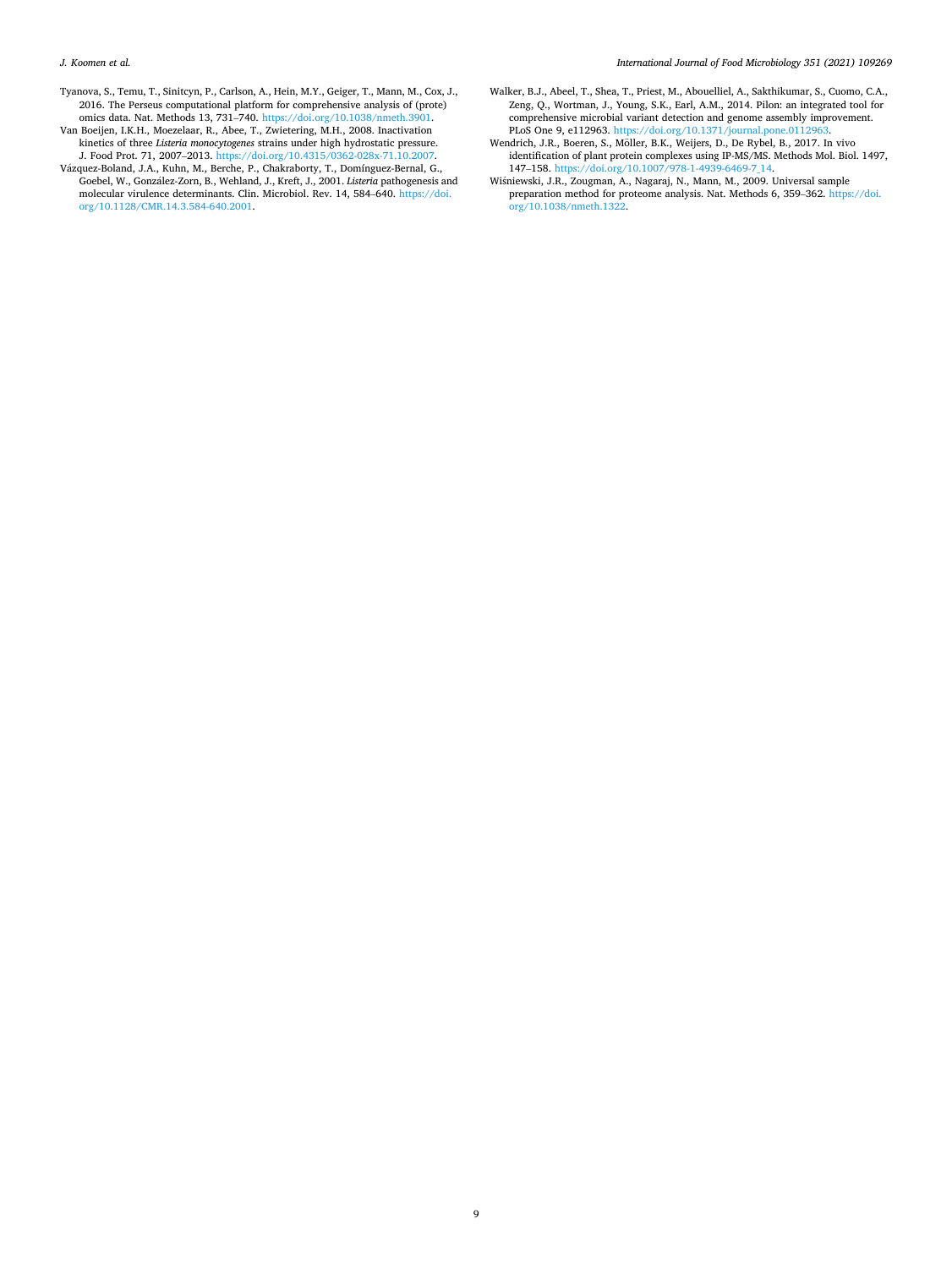Tyanova, S., Temu, T., Sinitcyn, P., Carlson, A., Hein, M.Y., Geiger, T., Mann, M., Cox, J., 2016. The Perseus computational platform for comprehensive analysis of (prote) omics data. Nat. Methods 13, 731–740. https://doi.org/10.1038/nmeth.3901.

Van Boeijen, I.K.H., Moezelaar, R., Abee, T., Zwietering, M.H., 2008. Inactivation kinetics of three *Listeria monocytogenes* strains under high hydrostatic pressure. J. Food Prot. 71, 2007–2013. https://doi.org/10.4315/0362-028x-71.10.2007.

Vázquez-Boland, J.A., Kuhn, M., Berche, P., Chakraborty, T., Domínguez-Bernal, G., Goebel, W., González-Zorn, B., Wehland, J., Kreft, J., 2001. *Listeria* pathogenesis and molecular virulence determinants. Clin. Microbiol. Rev. 14, 584–640. https://doi.org/10.1128/CMR.14.3.584-640.2001.

Walker, B.J., Abeel, T., Shea, T., Priest, M., Abouelliel, A., Sakthikumar, S., Cuomo, C.A., Zeng, Q., Wortman, J., Young, S.K., Earl, A.M., 2014. Pilon: an integrated tool for comprehensive microbial variant detection and genome assembly improvement. PLoS One 9, e112963. https://doi.org/10.1371/journal.pone.0112963.

Wendrich, J.R., Boeren, S., Möller, B.K., Weijers, D., De Rybel, B., 2017. In vivo identification of plant protein complexes using IP-MS/MS. Methods Mol. Biol. 1497, 147–158. https://doi.org/10.1007/978-1-4939-6469-7_14.

Wiśniewski, J.R., Zougman, A., Nagaraj, N., Mann, M., 2009. Universal sample preparation method for proteome analysis. Nat. Methods 6, 359–362. https://doi.org/10.1038/nmeth.1322.